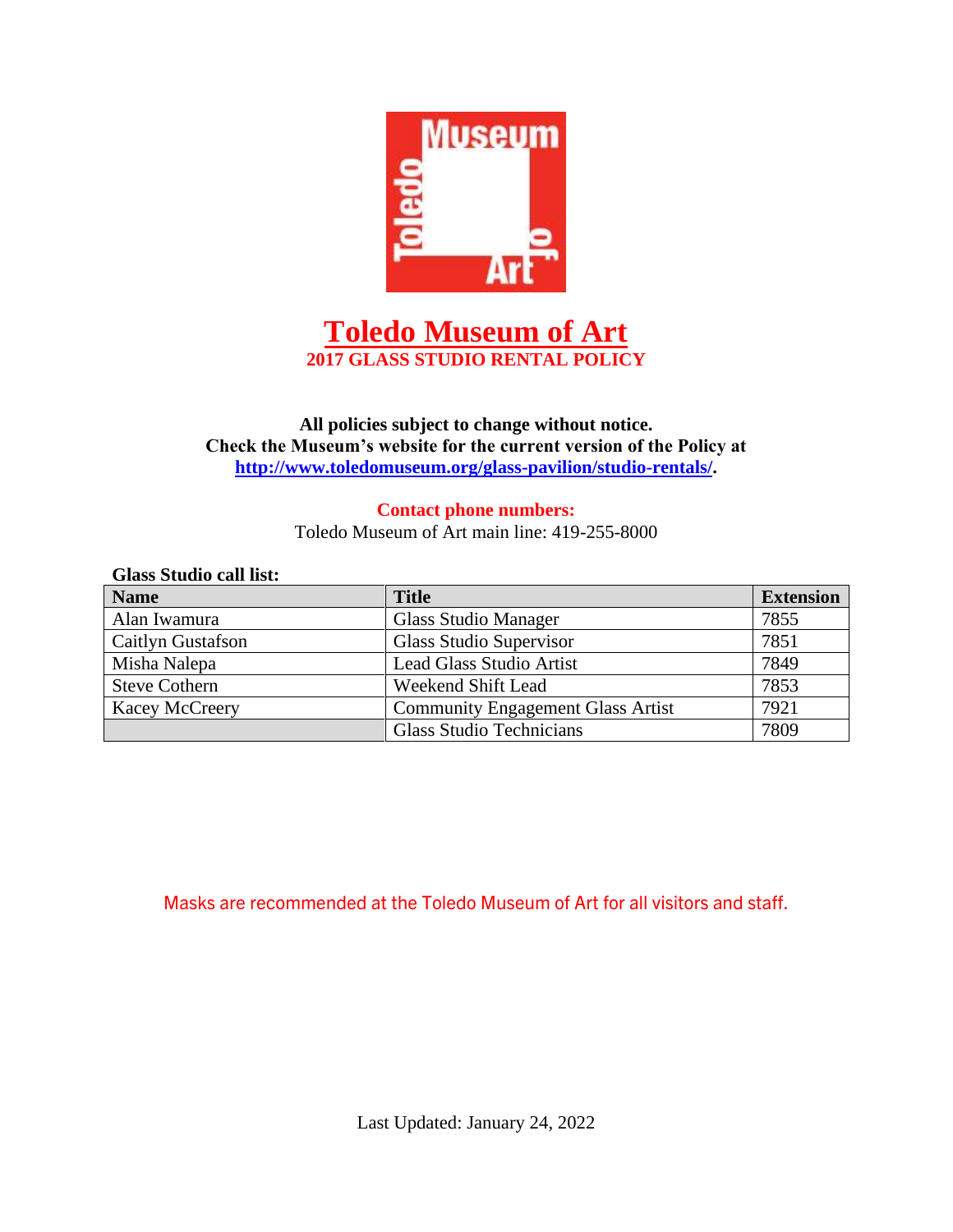# Toledo Museum of Art

## 2017 GLASS STUDIO RENTAL POLICY

**All policies subject to change without notice.**
**Check the Museum's website for the current version of the Policy at [http://www.toledomuseum.org/glass-pavilion/studio-rentals/](http://www.toledomuseum.org/glass-pavilion/studio-rentals/).**

**Contact phone numbers:**
Toledo Museum of Art main line: 419-255-8000

**Glass Studio call list:**

| Name | Title | Extension |
|---|---|---|
| Alan Iwamura | Glass Studio Manager | 7855 |
| Caitlyn Gustafson | Glass Studio Supervisor | 7851 |
| Misha Nalepa | Lead Glass Studio Artist | 7849 |
| Steve Cothern | Weekend Shift Lead | 7853 |
| Kacey McCreery | Community Engagement Glass Artist | 7921 |
| | Glass Studio Technicians | 7809 |

Masks are recommended at the Toledo Museum of Art for all visitors and staff.

Last Updated: January 24, 2022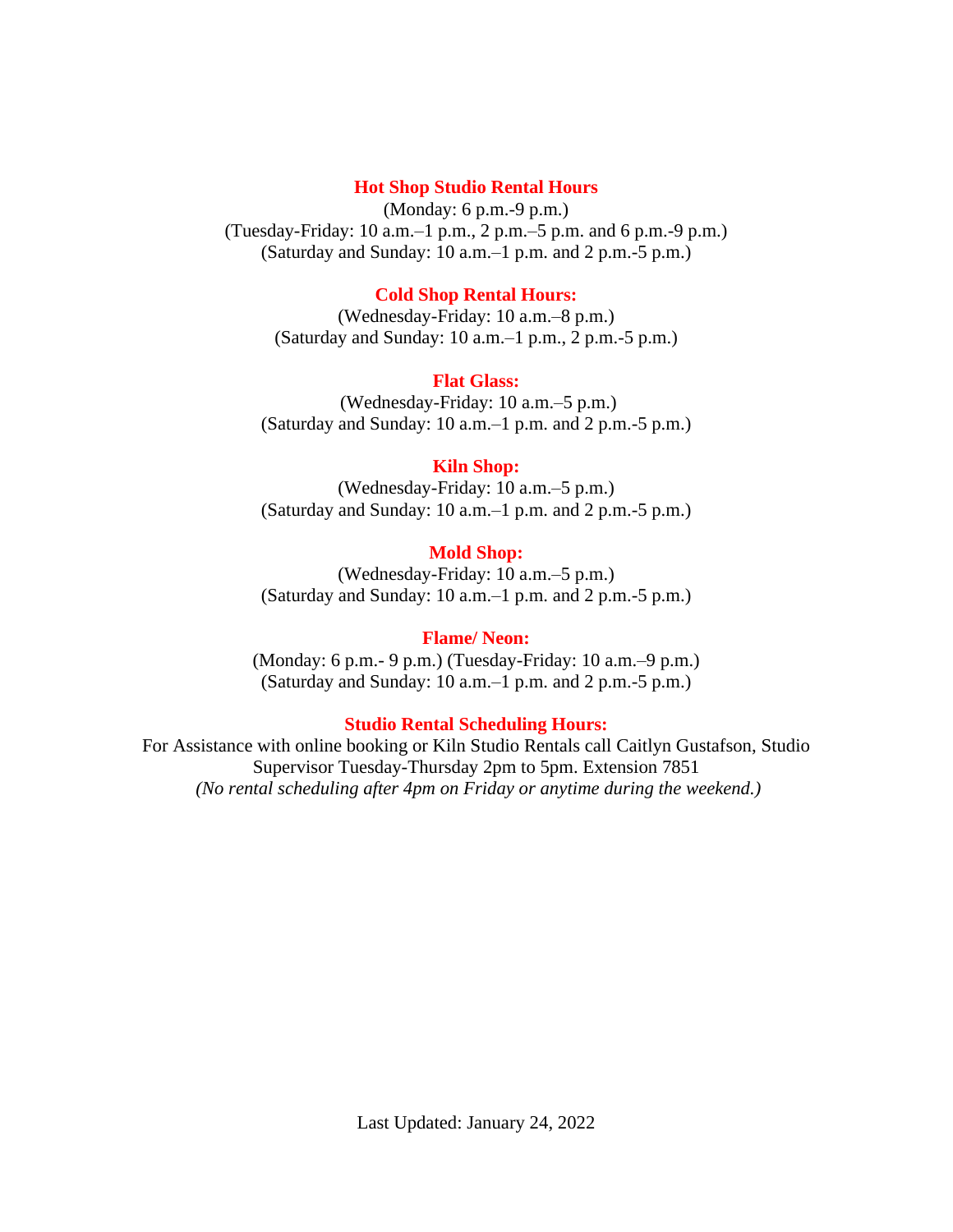**Hot Shop Studio Rental Hours**

(Monday: 6 p.m.-9 p.m.)
(Tuesday-Friday: 10 a.m.–1 p.m., 2 p.m.–5 p.m. and 6 p.m.-9 p.m.)
(Saturday and Sunday: 10 a.m.–1 p.m. and 2 p.m.-5 p.m.)

**Cold Shop Rental Hours:**

(Wednesday-Friday: 10 a.m.–8 p.m.)
(Saturday and Sunday: 10 a.m.–1 p.m., 2 p.m.-5 p.m.)

**Flat Glass:**

(Wednesday-Friday: 10 a.m.–5 p.m.)
(Saturday and Sunday: 10 a.m.–1 p.m. and 2 p.m.-5 p.m.)

**Kiln Shop:**

(Wednesday-Friday: 10 a.m.–5 p.m.)
(Saturday and Sunday: 10 a.m.–1 p.m. and 2 p.m.-5 p.m.)

**Mold Shop:**

(Wednesday-Friday: 10 a.m.–5 p.m.)
(Saturday and Sunday: 10 a.m.–1 p.m. and 2 p.m.-5 p.m.)

**Flame/ Neon:**

(Monday: 6 p.m.- 9 p.m.) (Tuesday-Friday: 10 a.m.–9 p.m.)
(Saturday and Sunday: 10 a.m.–1 p.m. and 2 p.m.-5 p.m.)

**Studio Rental Scheduling Hours:**

For Assistance with online booking or Kiln Studio Rentals call Caitlyn Gustafson, Studio Supervisor Tuesday-Thursday 2pm to 5pm. Extension 7851
*(No rental scheduling after 4pm on Friday or anytime during the weekend.)*

Last Updated: January 24, 2022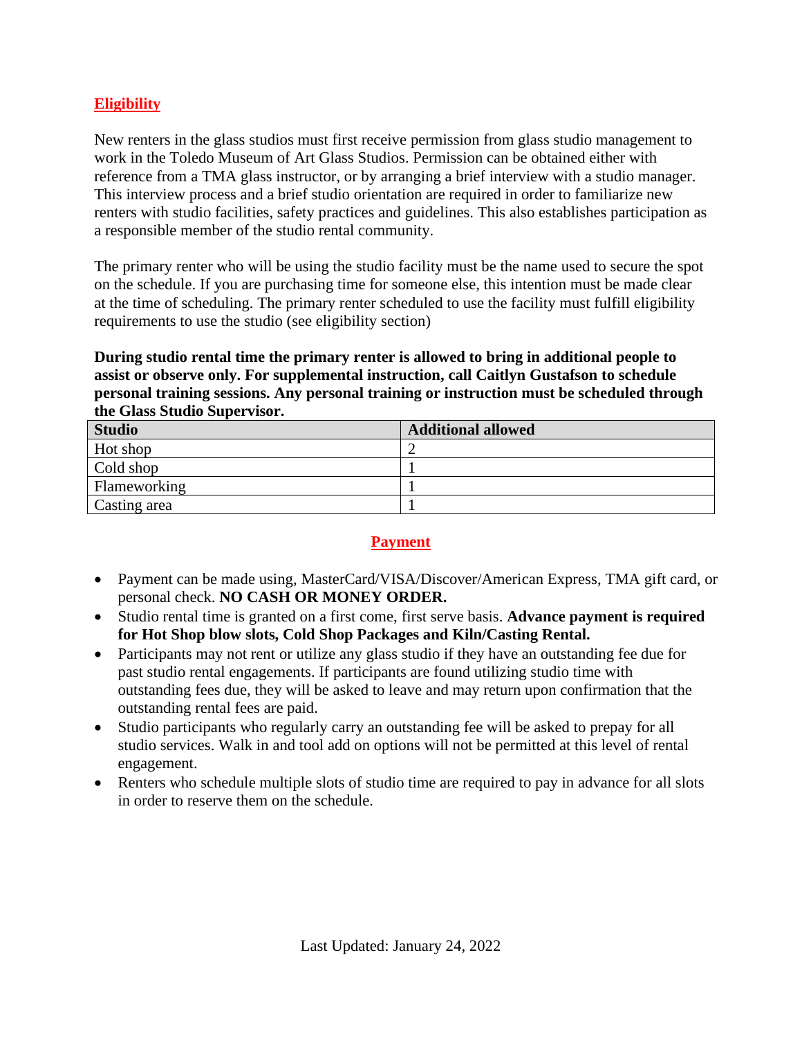## Eligibility

New renters in the glass studios must first receive permission from glass studio management to work in the Toledo Museum of Art Glass Studios. Permission can be obtained either with reference from a TMA glass instructor, or by arranging a brief interview with a studio manager. This interview process and a brief studio orientation are required in order to familiarize new renters with studio facilities, safety practices and guidelines. This also establishes participation as a responsible member of the studio rental community.

The primary renter who will be using the studio facility must be the name used to secure the spot on the schedule. If you are purchasing time for someone else, this intention must be made clear at the time of scheduling. The primary renter scheduled to use the facility must fulfill eligibility requirements to use the studio (see eligibility section)

**During studio rental time the primary renter is allowed to bring in additional people to assist or observe only. For supplemental instruction, call Caitlyn Gustafson to schedule personal training sessions. Any personal training or instruction must be scheduled through the Glass Studio Supervisor.**

| Studio | Additional allowed |
|---|---|
| Hot shop | 2 |
| Cold shop | 1 |
| Flameworking | 1 |
| Casting area | 1 |

## Payment

- Payment can be made using, MasterCard/VISA/Discover/American Express, TMA gift card, or personal check. **NO CASH OR MONEY ORDER.**
- Studio rental time is granted on a first come, first serve basis. **Advance payment is required for Hot Shop blow slots, Cold Shop Packages and Kiln/Casting Rental.**
- Participants may not rent or utilize any glass studio if they have an outstanding fee due for past studio rental engagements. If participants are found utilizing studio time with outstanding fees due, they will be asked to leave and may return upon confirmation that the outstanding rental fees are paid.
- Studio participants who regularly carry an outstanding fee will be asked to prepay for all studio services. Walk in and tool add on options will not be permitted at this level of rental engagement.
- Renters who schedule multiple slots of studio time are required to pay in advance for all slots in order to reserve them on the schedule.

Last Updated: January 24, 2022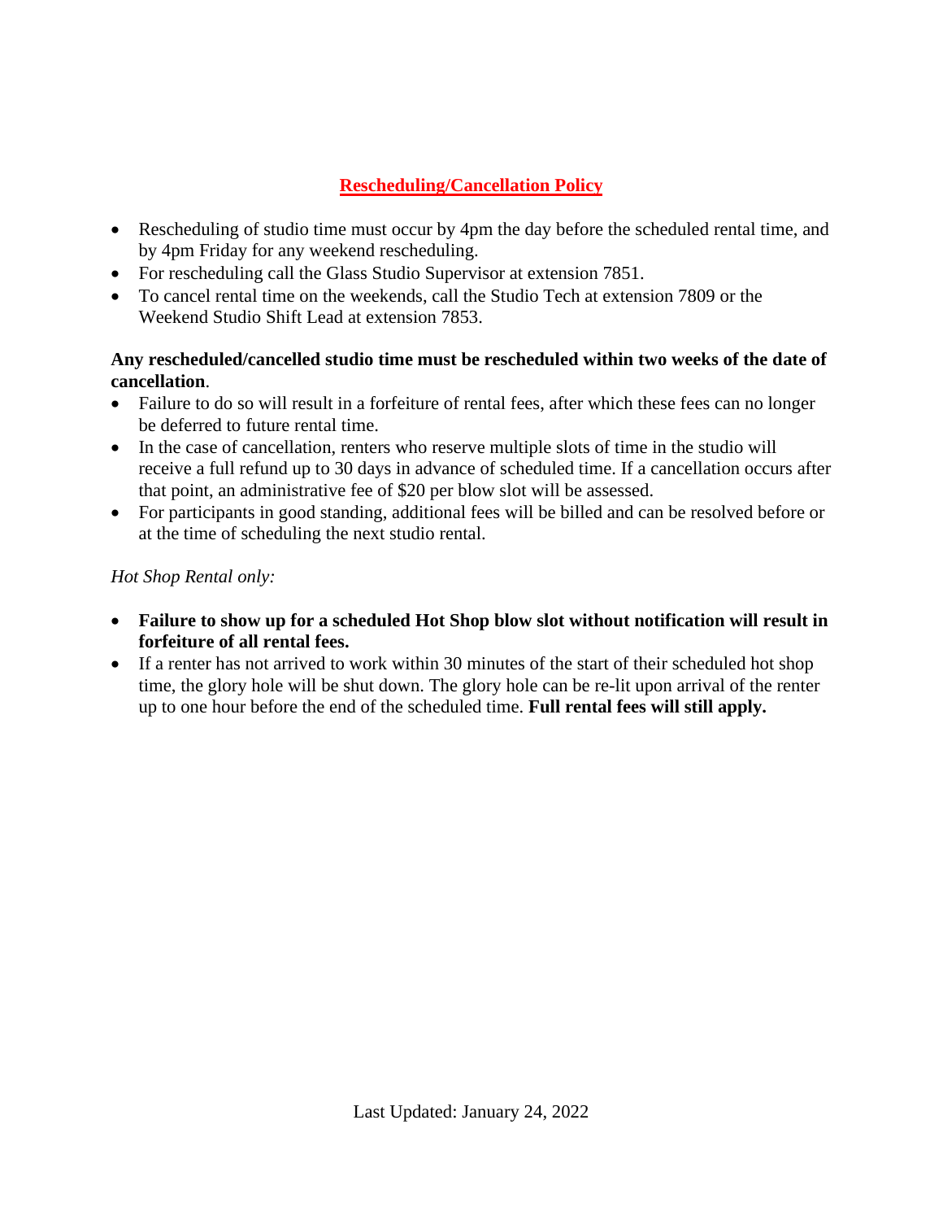## Rescheduling/Cancellation Policy

- Rescheduling of studio time must occur by 4pm the day before the scheduled rental time, and by 4pm Friday for any weekend rescheduling.
- For rescheduling call the Glass Studio Supervisor at extension 7851.
- To cancel rental time on the weekends, call the Studio Tech at extension 7809 or the Weekend Studio Shift Lead at extension 7853.

**Any rescheduled/cancelled studio time must be rescheduled within two weeks of the date of cancellation**.

- Failure to do so will result in a forfeiture of rental fees, after which these fees can no longer be deferred to future rental time.
- In the case of cancellation, renters who reserve multiple slots of time in the studio will receive a full refund up to 30 days in advance of scheduled time. If a cancellation occurs after that point, an administrative fee of $20 per blow slot will be assessed.
- For participants in good standing, additional fees will be billed and can be resolved before or at the time of scheduling the next studio rental.

*Hot Shop Rental only:*

- **Failure to show up for a scheduled Hot Shop blow slot without notification will result in forfeiture of all rental fees.**
- If a renter has not arrived to work within 30 minutes of the start of their scheduled hot shop time, the glory hole will be shut down. The glory hole can be re-lit upon arrival of the renter up to one hour before the end of the scheduled time. **Full rental fees will still apply.**

Last Updated: January 24, 2022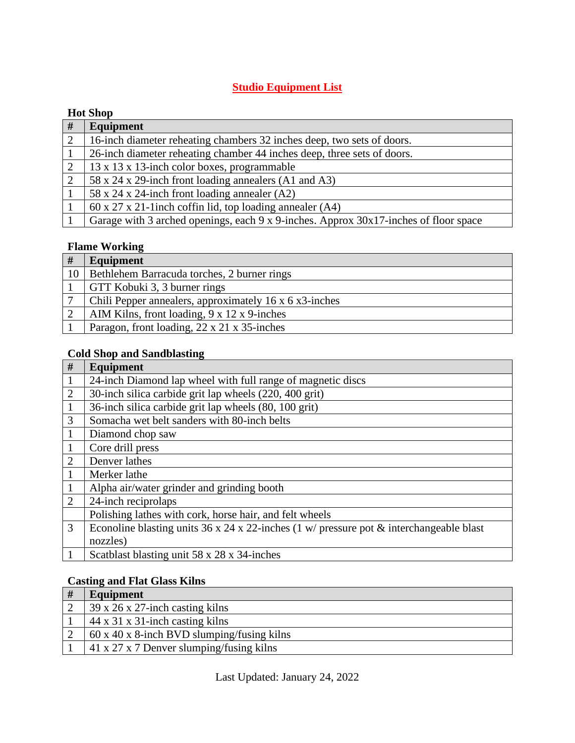# Studio Equipment List

### Hot Shop

| # | Equipment |
|---|---|
| 2 | 16-inch diameter reheating chambers 32 inches deep, two sets of doors. |
| 1 | 26-inch diameter reheating chamber 44 inches deep, three sets of doors. |
| 2 | 13 x 13 x 13-inch color boxes, programmable |
| 2 | 58 x 24 x 29-inch front loading annealers (A1 and A3) |
| 1 | 58 x 24 x 24-inch front loading annealer (A2) |
| 1 | 60 x 27 x 21-1inch coffin lid, top loading annealer (A4) |
| 1 | Garage with 3 arched openings, each 9 x 9-inches. Approx 30x17-inches of floor space |

### Flame Working

| # | Equipment |
|---|---|
| 10 | Bethlehem Barracuda torches, 2 burner rings |
| 1 | GTT Kobuki 3, 3 burner rings |
| 7 | Chili Pepper annealers, approximately 16 x 6 x3-inches |
| 2 | AIM Kilns, front loading, 9 x 12 x 9-inches |
| 1 | Paragon, front loading, 22 x 21 x 35-inches |

### Cold Shop and Sandblasting

| # | Equipment |
|---|---|
| 1 | 24-inch Diamond lap wheel with full range of magnetic discs |
| 2 | 30-inch silica carbide grit lap wheels (220, 400 grit) |
| 1 | 36-inch silica carbide grit lap wheels (80, 100 grit) |
| 3 | Somacha wet belt sanders with 80-inch belts |
| 1 | Diamond chop saw |
| 1 | Core drill press |
| 2 | Denver lathes |
| 1 | Merker lathe |
| 1 | Alpha air/water grinder and grinding booth |
| 2 | 24-inch reciprolaps |
| | Polishing lathes with cork, horse hair, and felt wheels |
| 3 | Econoline blasting units 36 x 24 x 22-inches (1 w/ pressure pot & interchangeable blast nozzles) |
| 1 | Scatblast blasting unit 58 x 28 x 34-inches |

### Casting and Flat Glass Kilns

| # | Equipment |
|---|---|
| 2 | 39 x 26 x 27-inch casting kilns |
| 1 | 44 x 31 x 31-inch casting kilns |
| 2 | 60 x 40 x 8-inch BVD slumping/fusing kilns |
| 1 | 41 x 27 x 7 Denver slumping/fusing kilns |

Last Updated: January 24, 2022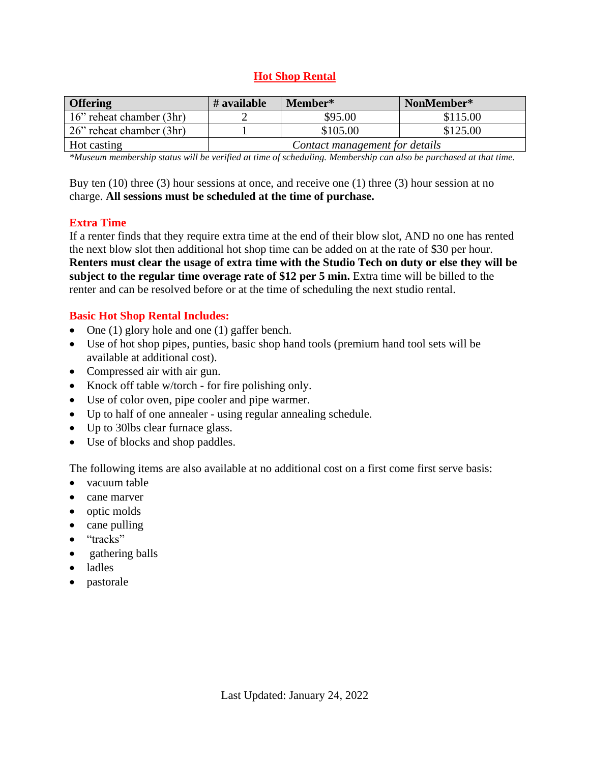# Hot Shop Rental

| Offering | # available | Member* | NonMember* |
|---|---|---|---|
| 16" reheat chamber (3hr) | 2 | $95.00 | $115.00 |
| 26" reheat chamber (3hr) | 1 | $105.00 | $125.00 |
| Hot casting | *Contact management for details* | | |

*\*Museum membership status will be verified at time of scheduling. Membership can also be purchased at that time.*

Buy ten (10) three (3) hour sessions at once, and receive one (1) three (3) hour session at no charge. **All sessions must be scheduled at the time of purchase.**

## Extra Time

If a renter finds that they require extra time at the end of their blow slot, AND no one has rented the next blow slot then additional hot shop time can be added on at the rate of $30 per hour. **Renters must clear the usage of extra time with the Studio Tech on duty or else they will be subject to the regular time overage rate of $12 per 5 min.** Extra time will be billed to the renter and can be resolved before or at the time of scheduling the next studio rental.

## Basic Hot Shop Rental Includes:

- One (1) glory hole and one (1) gaffer bench.
- Use of hot shop pipes, punties, basic shop hand tools (premium hand tool sets will be available at additional cost).
- Compressed air with air gun.
- Knock off table w/torch - for fire polishing only.
- Use of color oven, pipe cooler and pipe warmer.
- Up to half of one annealer - using regular annealing schedule.
- Up to 30lbs clear furnace glass.
- Use of blocks and shop paddles.

The following items are also available at no additional cost on a first come first serve basis:

- vacuum table
- cane marver
- optic molds
- cane pulling
- "tracks"
- gathering balls
- ladles
- pastorale

Last Updated: January 24, 2022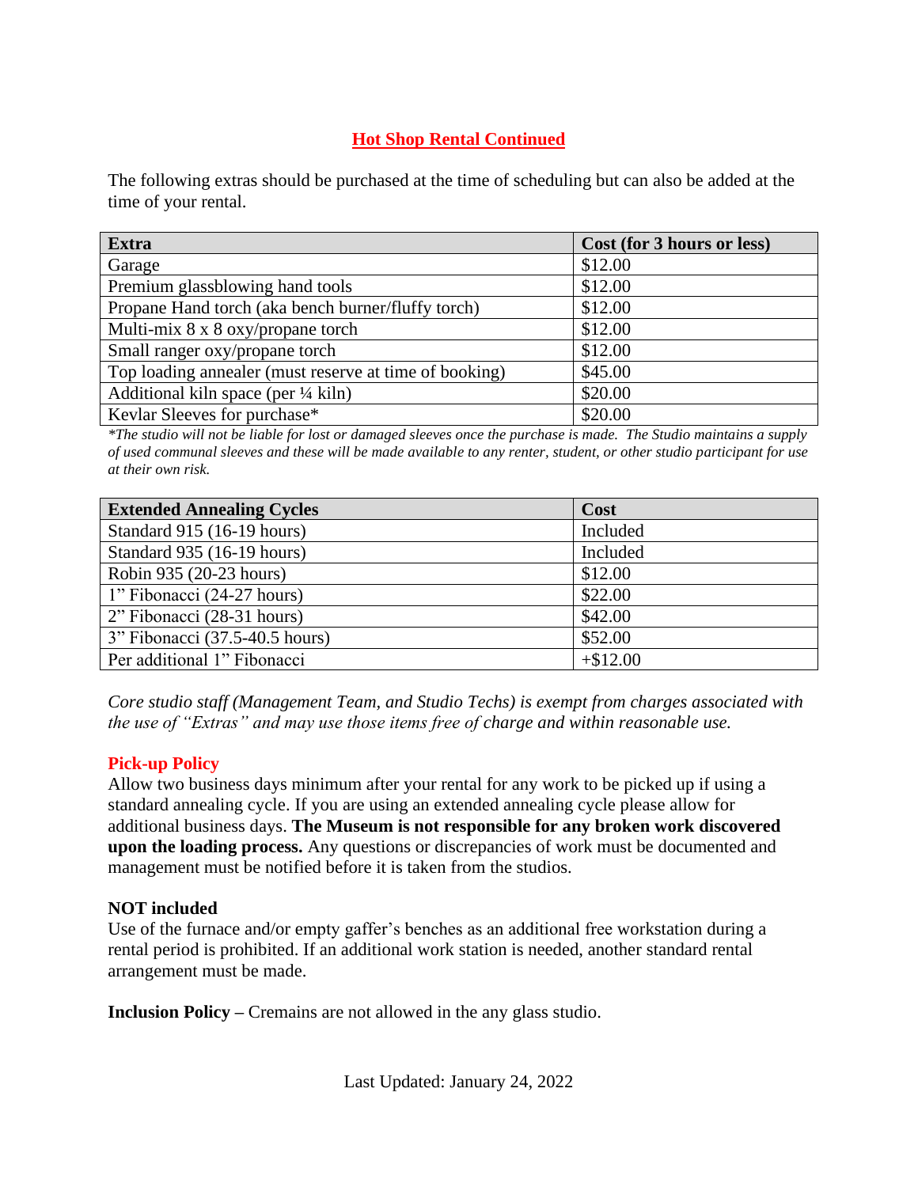## Hot Shop Rental Continued

The following extras should be purchased at the time of scheduling but can also be added at the time of your rental.

| Extra | Cost (for 3 hours or less) |
| --- | --- |
| Garage | $12.00 |
| Premium glassblowing hand tools | $12.00 |
| Propane Hand torch (aka bench burner/fluffy torch) | $12.00 |
| Multi-mix 8 x 8 oxy/propane torch | $12.00 |
| Small ranger oxy/propane torch | $12.00 |
| Top loading annealer (must reserve at time of booking) | $45.00 |
| Additional kiln space (per ¼ kiln) | $20.00 |
| Kevlar Sleeves for purchase* | $20.00 |

*\*The studio will not be liable for lost or damaged sleeves once the purchase is made. The Studio maintains a supply of used communal sleeves and these will be made available to any renter, student, or other studio participant for use at their own risk.*

| Extended Annealing Cycles | Cost |
| --- | --- |
| Standard 915 (16-19 hours) | Included |
| Standard 935 (16-19 hours) | Included |
| Robin 935 (20-23 hours) | $12.00 |
| 1" Fibonacci (24-27 hours) | $22.00 |
| 2" Fibonacci (28-31 hours) | $42.00 |
| 3" Fibonacci (37.5-40.5 hours) | $52.00 |
| Per additional 1" Fibonacci | +$12.00 |

*Core studio staff (Management Team, and Studio Techs) is exempt from charges associated with the use of "Extras" and may use those items free of charge and within reasonable use.*

### Pick-up Policy

Allow two business days minimum after your rental for any work to be picked up if using a standard annealing cycle. If you are using an extended annealing cycle please allow for additional business days. **The Museum is not responsible for any broken work discovered upon the loading process.** Any questions or discrepancies of work must be documented and management must be notified before it is taken from the studios.

### NOT included

Use of the furnace and/or empty gaffer's benches as an additional free workstation during a rental period is prohibited. If an additional work station is needed, another standard rental arrangement must be made.

**Inclusion Policy –** Cremains are not allowed in the any glass studio.

Last Updated: January 24, 2022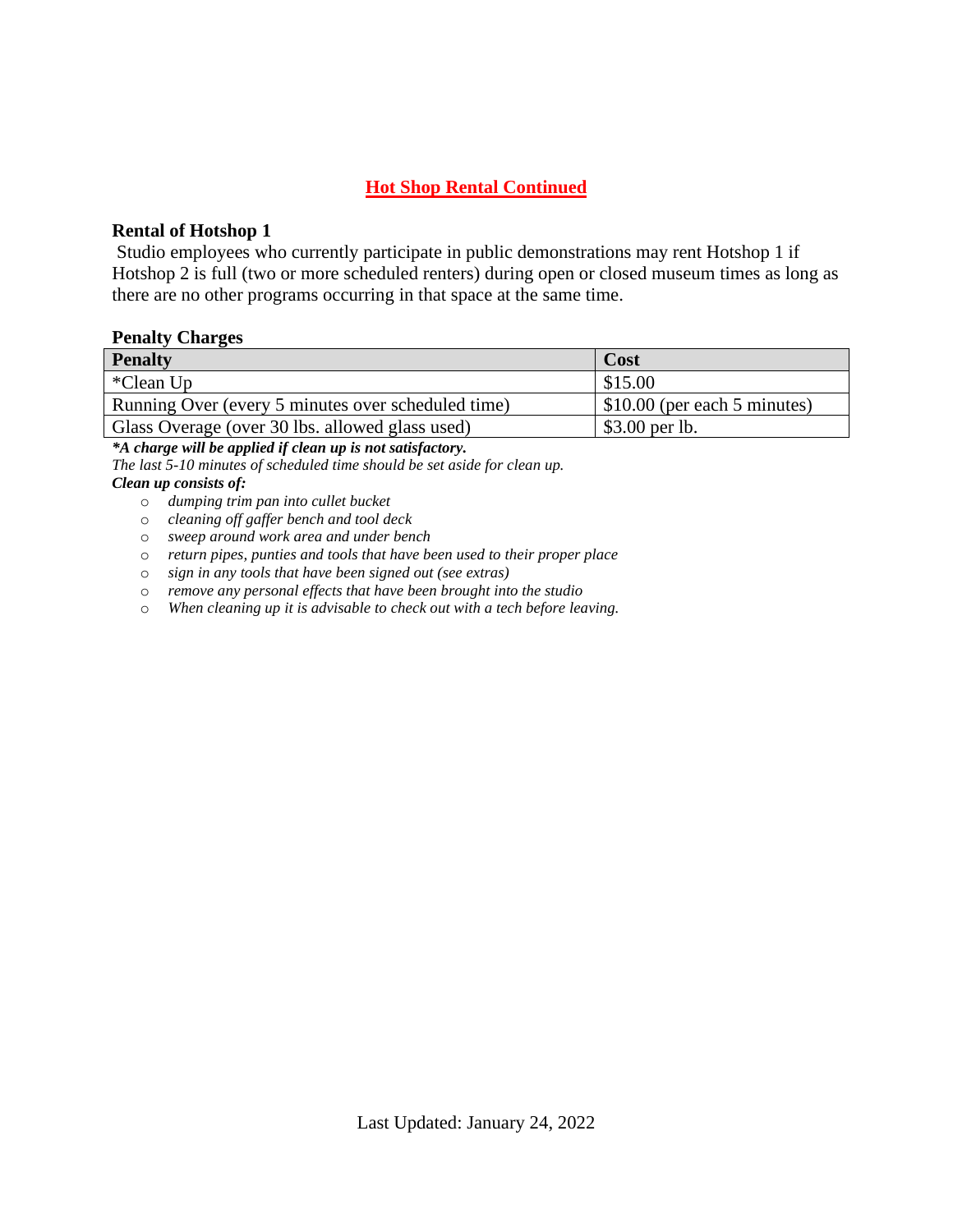## Hot Shop Rental Continued

**Rental of Hotshop 1**

Studio employees who currently participate in public demonstrations may rent Hotshop 1 if Hotshop 2 is full (two or more scheduled renters) during open or closed museum times as long as there are no other programs occurring in that space at the same time.

**Penalty Charges**

| Penalty | Cost |
|---|---|
| *Clean Up | $15.00 |
| Running Over (every 5 minutes over scheduled time) | $10.00 (per each 5 minutes) |
| Glass Overage (over 30 lbs. allowed glass used) | $3.00 per lb. |

***A charge will be applied if clean up is not satisfactory.***

*The last 5-10 minutes of scheduled time should be set aside for clean up.*

***Clean up consists of:***

- *dumping trim pan into cullet bucket*
- *cleaning off gaffer bench and tool deck*
- *sweep around work area and under bench*
- *return pipes, punties and tools that have been used to their proper place*
- *sign in any tools that have been signed out (see extras)*
- *remove any personal effects that have been brought into the studio*
- *When cleaning up it is advisable to check out with a tech before leaving.*

Last Updated: January 24, 2022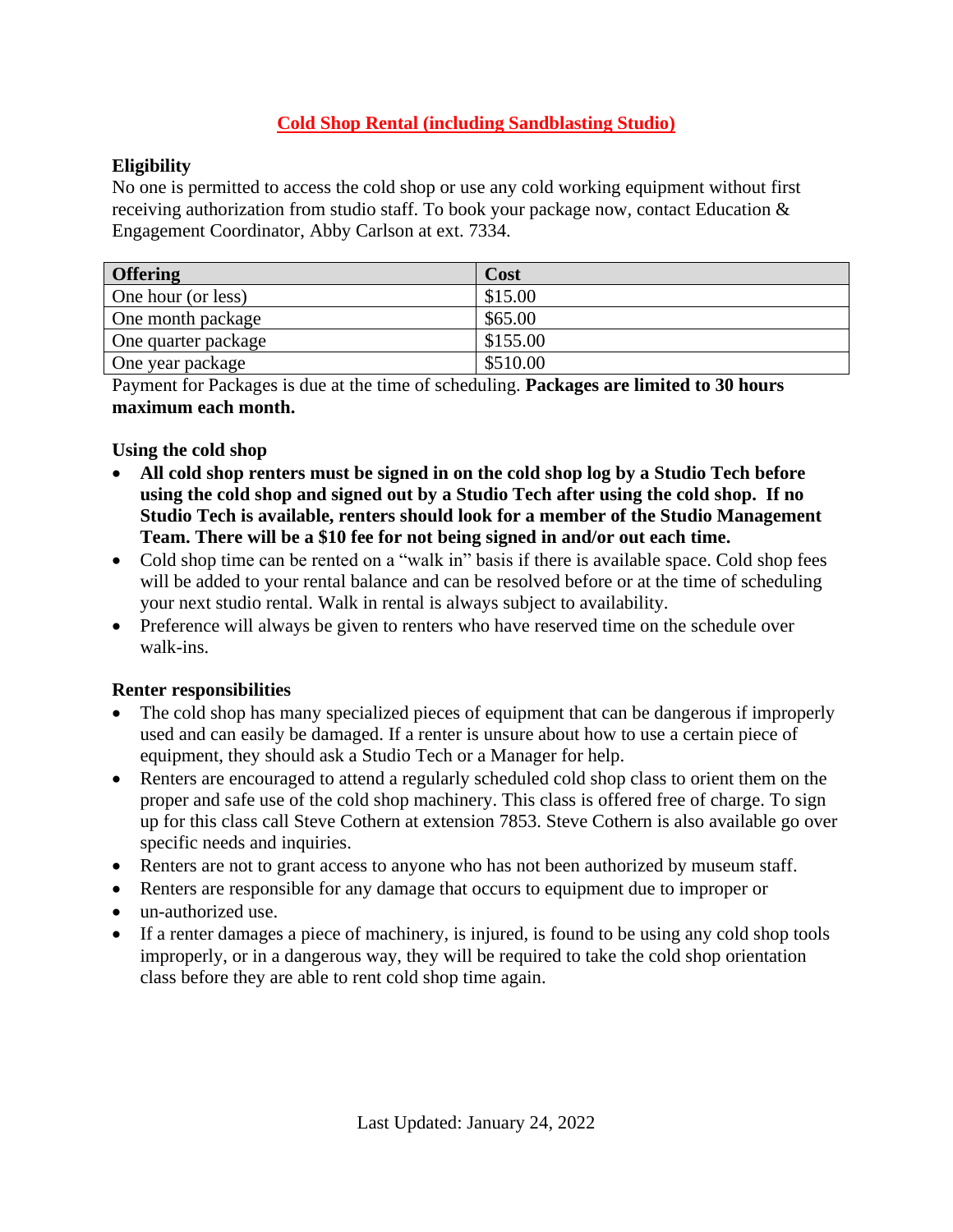## Cold Shop Rental (including Sandblasting Studio)

**Eligibility**

No one is permitted to access the cold shop or use any cold working equipment without first receiving authorization from studio staff. To book your package now, contact Education & Engagement Coordinator, Abby Carlson at ext. 7334.

| Offering | Cost |
|---|---|
| One hour (or less) | $15.00 |
| One month package | $65.00 |
| One quarter package | $155.00 |
| One year package | $510.00 |

Payment for Packages is due at the time of scheduling. **Packages are limited to 30 hours maximum each month.**

**Using the cold shop**

- **All cold shop renters must be signed in on the cold shop log by a Studio Tech before using the cold shop and signed out by a Studio Tech after using the cold shop. If no Studio Tech is available, renters should look for a member of the Studio Management Team. There will be a $10 fee for not being signed in and/or out each time.**
- Cold shop time can be rented on a "walk in" basis if there is available space. Cold shop fees will be added to your rental balance and can be resolved before or at the time of scheduling your next studio rental. Walk in rental is always subject to availability.
- Preference will always be given to renters who have reserved time on the schedule over walk-ins.

**Renter responsibilities**

- The cold shop has many specialized pieces of equipment that can be dangerous if improperly used and can easily be damaged. If a renter is unsure about how to use a certain piece of equipment, they should ask a Studio Tech or a Manager for help.
- Renters are encouraged to attend a regularly scheduled cold shop class to orient them on the proper and safe use of the cold shop machinery. This class is offered free of charge. To sign up for this class call Steve Cothern at extension 7853. Steve Cothern is also available go over specific needs and inquiries.
- Renters are not to grant access to anyone who has not been authorized by museum staff.
- Renters are responsible for any damage that occurs to equipment due to improper or
- un-authorized use.
- If a renter damages a piece of machinery, is injured, is found to be using any cold shop tools improperly, or in a dangerous way, they will be required to take the cold shop orientation class before they are able to rent cold shop time again.

Last Updated: January 24, 2022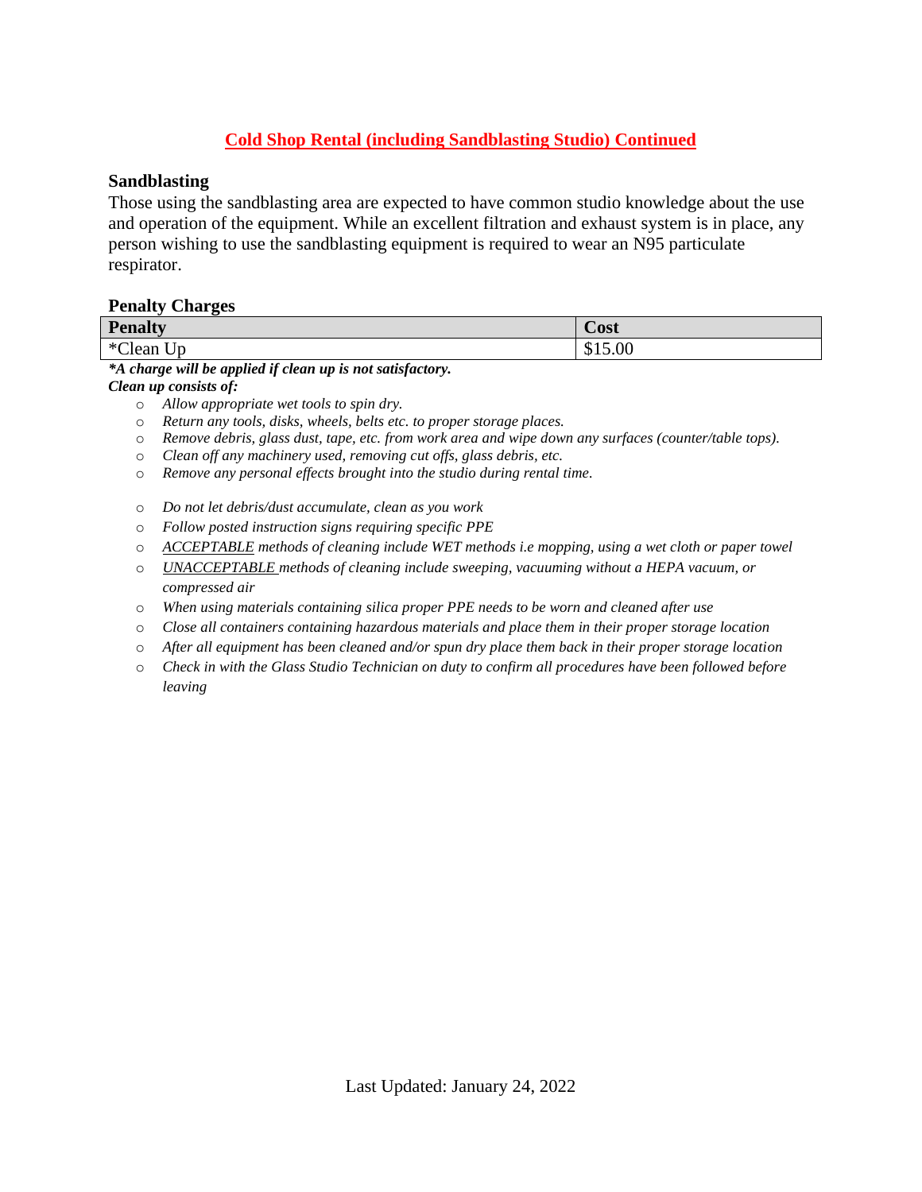## Cold Shop Rental (including Sandblasting Studio) Continued

### Sandblasting

Those using the sandblasting area are expected to have common studio knowledge about the use and operation of the equipment. While an excellent filtration and exhaust system is in place, any person wishing to use the sandblasting equipment is required to wear an N95 particulate respirator.

### Penalty Charges

| Penalty | Cost |
|---|---|
| *Clean Up | $15.00 |

***A charge will be applied if clean up is not satisfactory.***
***Clean up consists of:***

- *Allow appropriate wet tools to spin dry.*
- *Return any tools, disks, wheels, belts etc. to proper storage places.*
- *Remove debris, glass dust, tape, etc. from work area and wipe down any surfaces (counter/table tops).*
- *Clean off any machinery used, removing cut offs, glass debris, etc.*
- *Remove any personal effects brought into the studio during rental time.*

- *Do not let debris/dust accumulate, clean as you work*
- *Follow posted instruction signs requiring specific PPE*
- *ACCEPTABLE methods of cleaning include WET methods i.e mopping, using a wet cloth or paper towel*
- *UNACCEPTABLE methods of cleaning include sweeping, vacuuming without a HEPA vacuum, or compressed air*
- *When using materials containing silica proper PPE needs to be worn and cleaned after use*
- *Close all containers containing hazardous materials and place them in their proper storage location*
- *After all equipment has been cleaned and/or spun dry place them back in their proper storage location*
- *Check in with the Glass Studio Technician on duty to confirm all procedures have been followed before leaving*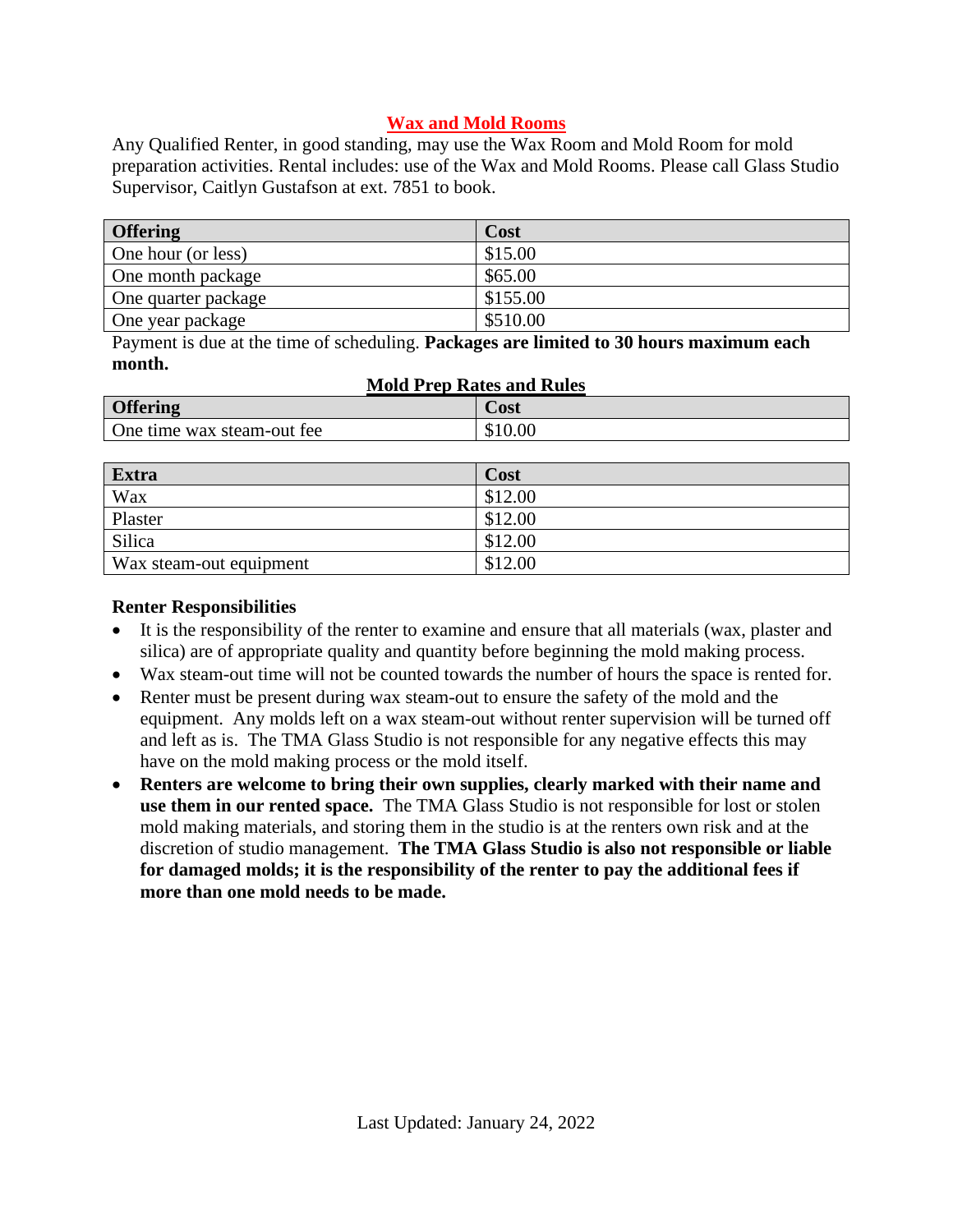## Wax and Mold Rooms

Any Qualified Renter, in good standing, may use the Wax Room and Mold Room for mold preparation activities. Rental includes: use of the Wax and Mold Rooms. Please call Glass Studio Supervisor, Caitlyn Gustafson at ext. 7851 to book.

| Offering | Cost |
|---|---|
| One hour (or less) | $15.00 |
| One month package | $65.00 |
| One quarter package | $155.00 |
| One year package | $510.00 |

Payment is due at the time of scheduling. **Packages are limited to 30 hours maximum each month.**

### Mold Prep Rates and Rules

| Offering | Cost |
|---|---|
| One time wax steam-out fee | $10.00 |

| Extra | Cost |
|---|---|
| Wax | $12.00 |
| Plaster | $12.00 |
| Silica | $12.00 |
| Wax steam-out equipment | $12.00 |

**Renter Responsibilities**

- It is the responsibility of the renter to examine and ensure that all materials (wax, plaster and silica) are of appropriate quality and quantity before beginning the mold making process.
- Wax steam-out time will not be counted towards the number of hours the space is rented for.
- Renter must be present during wax steam-out to ensure the safety of the mold and the equipment. Any molds left on a wax steam-out without renter supervision will be turned off and left as is. The TMA Glass Studio is not responsible for any negative effects this may have on the mold making process or the mold itself.
- **Renters are welcome to bring their own supplies, clearly marked with their name and use them in our rented space.** The TMA Glass Studio is not responsible for lost or stolen mold making materials, and storing them in the studio is at the renters own risk and at the discretion of studio management. **The TMA Glass Studio is also not responsible or liable for damaged molds; it is the responsibility of the renter to pay the additional fees if more than one mold needs to be made.**

Last Updated: January 24, 2022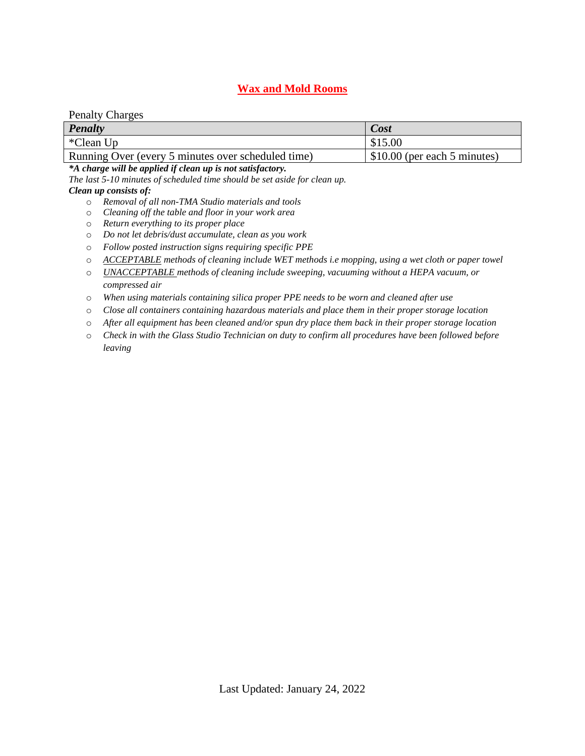## Wax and Mold Rooms

Penalty Charges

| *Penalty* | *Cost* |
| --- | --- |
| *Clean Up | $15.00 |
| Running Over (every 5 minutes over scheduled time) | $10.00 (per each 5 minutes) |

***A charge will be applied if clean up is not satisfactory.**

*The last 5-10 minutes of scheduled time should be set aside for clean up.*

***Clean up consists of:***

- *Removal of all non-TMA Studio materials and tools*
- *Cleaning off the table and floor in your work area*
- *Return everything to its proper place*
- *Do not let debris/dust accumulate, clean as you work*
- *Follow posted instruction signs requiring specific PPE*
- *ACCEPTABLE methods of cleaning include WET methods i.e mopping, using a wet cloth or paper towel*
- *UNACCEPTABLE methods of cleaning include sweeping, vacuuming without a HEPA vacuum, or compressed air*
- *When using materials containing silica proper PPE needs to be worn and cleaned after use*
- *Close all containers containing hazardous materials and place them in their proper storage location*
- *After all equipment has been cleaned and/or spun dry place them back in their proper storage location*
- *Check in with the Glass Studio Technician on duty to confirm all procedures have been followed before leaving*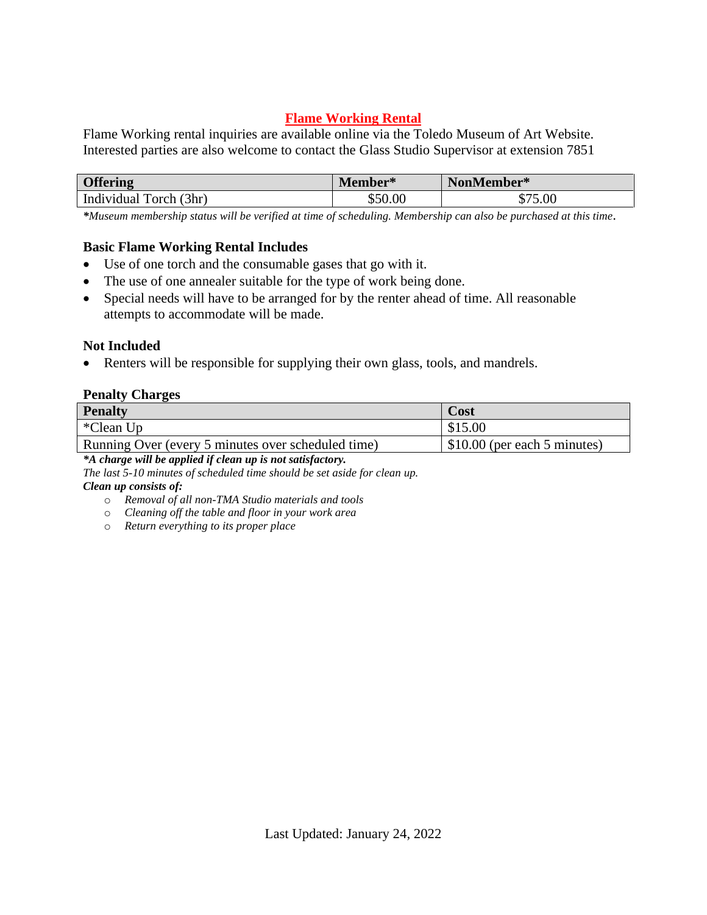## Flame Working Rental

Flame Working rental inquiries are available online via the Toledo Museum of Art Website. Interested parties are also welcome to contact the Glass Studio Supervisor at extension 7851

| Offering | Member* | NonMember* |
|---|---|---|
| Individual Torch (3hr) | $50.00 | $75.00 |

***Museum membership status will be verified at time of scheduling. Membership can also be purchased at this time.***

### Basic Flame Working Rental Includes

- Use of one torch and the consumable gases that go with it.
- The use of one annealer suitable for the type of work being done.
- Special needs will have to be arranged for by the renter ahead of time. All reasonable attempts to accommodate will be made.

### Not Included

- Renters will be responsible for supplying their own glass, tools, and mandrels.

### Penalty Charges

| Penalty | Cost |
|---|---|
| *Clean Up | $15.00 |
| Running Over (every 5 minutes over scheduled time) | $10.00 (per each 5 minutes) |

***A charge will be applied if clean up is not satisfactory.***

*The last 5-10 minutes of scheduled time should be set aside for clean up.*

***Clean up consists of:***

- *Removal of all non-TMA Studio materials and tools*
- *Cleaning off the table and floor in your work area*
- *Return everything to its proper place*

Last Updated: January 24, 2022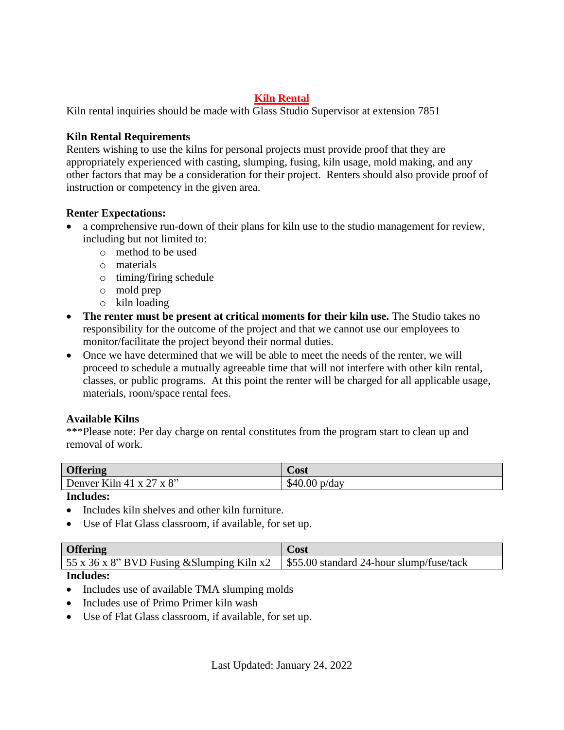## Kiln Rental

Kiln rental inquiries should be made with Glass Studio Supervisor at extension 7851

### Kiln Rental Requirements

Renters wishing to use the kilns for personal projects must provide proof that they are appropriately experienced with casting, slumping, fusing, kiln usage, mold making, and any other factors that may be a consideration for their project. Renters should also provide proof of instruction or competency in the given area.

### Renter Expectations:

- a comprehensive run-down of their plans for kiln use to the studio management for review, including but not limited to:
  - method to be used
  - materials
  - timing/firing schedule
  - mold prep
  - kiln loading
- **The renter must be present at critical moments for their kiln use.** The Studio takes no responsibility for the outcome of the project and that we cannot use our employees to monitor/facilitate the project beyond their normal duties.
- Once we have determined that we will be able to meet the needs of the renter, we will proceed to schedule a mutually agreeable time that will not interfere with other kiln rental, classes, or public programs. At this point the renter will be charged for all applicable usage, materials, room/space rental fees.

### Available Kilns

***Please note: Per day charge on rental constitutes from the program start to clean up and removal of work.

| Offering | Cost |
|---|---|
| Denver Kiln 41 x 27 x 8" | $40.00 p/day |

**Includes:**

- Includes kiln shelves and other kiln furniture.
- Use of Flat Glass classroom, if available, for set up.

| Offering | Cost |
|---|---|
| 55 x 36 x 8" BVD Fusing &Slumping Kiln x2 | $55.00 standard 24-hour slump/fuse/tack |

**Includes:**

- Includes use of available TMA slumping molds
- Includes use of Primo Primer kiln wash
- Use of Flat Glass classroom, if available, for set up.

Last Updated: January 24, 2022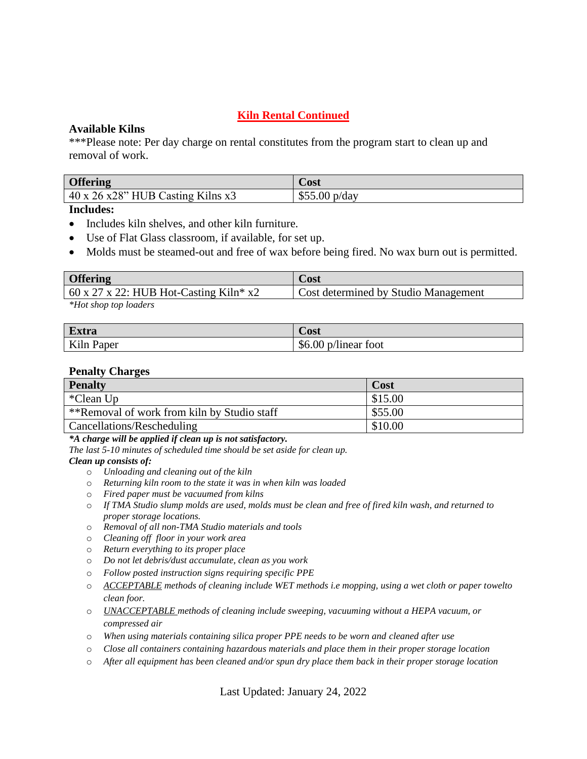## Kiln Rental Continued

### Available Kilns

***Please note: Per day charge on rental constitutes from the program start to clean up and removal of work.

| Offering | Cost |
|---|---|
| 40 x 26 x28" HUB Casting Kilns x3 | $55.00 p/day |

**Includes:**

- Includes kiln shelves, and other kiln furniture.
- Use of Flat Glass classroom, if available, for set up.
- Molds must be steamed-out and free of wax before being fired. No wax burn out is permitted.

| Offering | Cost |
|---|---|
| 60 x 27 x 22: HUB Hot-Casting Kiln* x2 | Cost determined by Studio Management |

*\*Hot shop top loaders*

| Extra | Cost |
|---|---|
| Kiln Paper | $6.00 p/linear foot |

### Penalty Charges

| Penalty | Cost |
|---|---|
| *Clean Up | $15.00 |
| **Removal of work from kiln by Studio staff | $55.00 |
| Cancellations/Rescheduling | $10.00 |

***\*A charge will be applied if clean up is not satisfactory.***

*The last 5-10 minutes of scheduled time should be set aside for clean up.*

***Clean up consists of:***

- *Unloading and cleaning out of the kiln*
- *Returning kiln room to the state it was in when kiln was loaded*
- *Fired paper must be vacuumed from kilns*
- *If TMA Studio slump molds are used, molds must be clean and free of fired kiln wash, and returned to proper storage locations.*
- *Removal of all non-TMA Studio materials and tools*
- *Cleaning off floor in your work area*
- *Return everything to its proper place*
- *Do not let debris/dust accumulate, clean as you work*
- *Follow posted instruction signs requiring specific PPE*
- *ACCEPTABLE methods of cleaning include WET methods i.e mopping, using a wet cloth or paper towelto clean foor.*
- *UNACCEPTABLE methods of cleaning include sweeping, vacuuming without a HEPA vacuum, or compressed air*
- *When using materials containing silica proper PPE needs to be worn and cleaned after use*
- *Close all containers containing hazardous materials and place them in their proper storage location*
- *After all equipment has been cleaned and/or spun dry place them back in their proper storage location*

Last Updated: January 24, 2022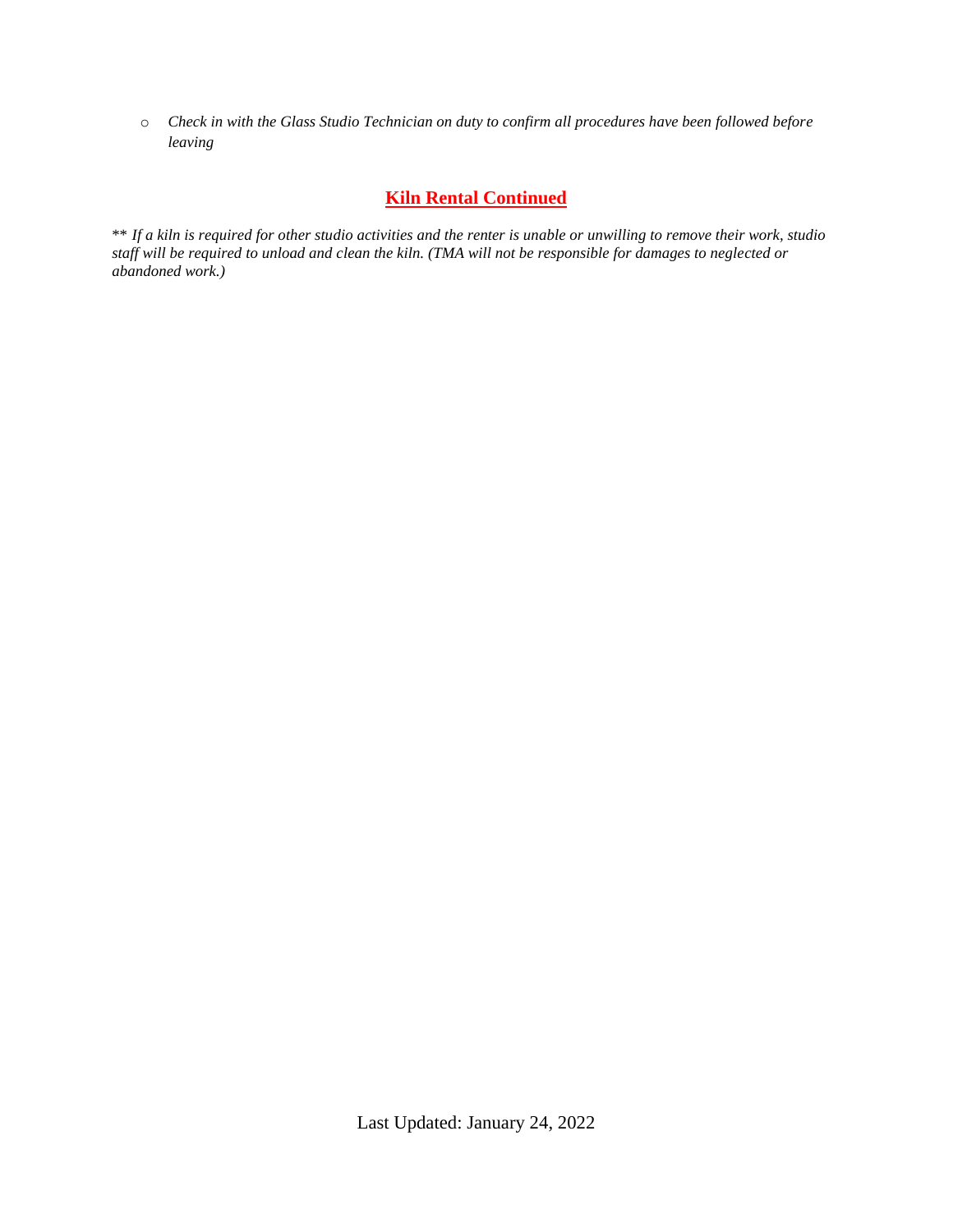- *Check in with the Glass Studio Technician on duty to confirm all procedures have been followed before leaving*

## Kiln Rental Continued

*** If a kiln is required for other studio activities and the renter is unable or unwilling to remove their work, studio staff will be required to unload and clean the kiln. (TMA will not be responsible for damages to neglected or abandoned work.)*

Last Updated: January 24, 2022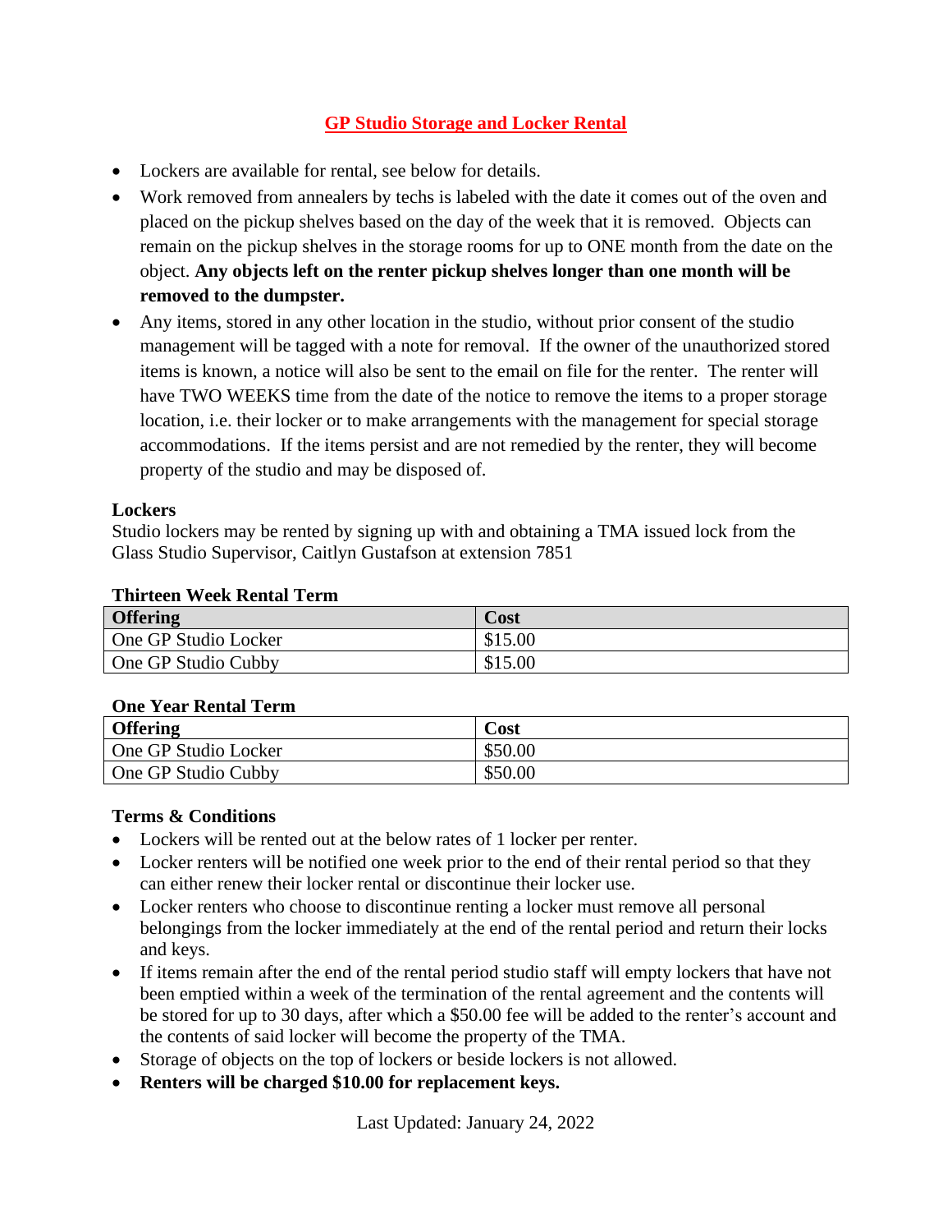# GP Studio Storage and Locker Rental

- Lockers are available for rental, see below for details.
- Work removed from annealers by techs is labeled with the date it comes out of the oven and placed on the pickup shelves based on the day of the week that it is removed. Objects can remain on the pickup shelves in the storage rooms for up to ONE month from the date on the object. **Any objects left on the renter pickup shelves longer than one month will be removed to the dumpster.**
- Any items, stored in any other location in the studio, without prior consent of the studio management will be tagged with a note for removal. If the owner of the unauthorized stored items is known, a notice will also be sent to the email on file for the renter. The renter will have TWO WEEKS time from the date of the notice to remove the items to a proper storage location, i.e. their locker or to make arrangements with the management for special storage accommodations. If the items persist and are not remedied by the renter, they will become property of the studio and may be disposed of.

**Lockers**

Studio lockers may be rented by signing up with and obtaining a TMA issued lock from the Glass Studio Supervisor, Caitlyn Gustafson at extension 7851

**Thirteen Week Rental Term**

| Offering | Cost |
|---|---|
| One GP Studio Locker | $15.00 |
| One GP Studio Cubby | $15.00 |

**One Year Rental Term**

| Offering | Cost |
|---|---|
| One GP Studio Locker | $50.00 |
| One GP Studio Cubby | $50.00 |

**Terms & Conditions**

- Lockers will be rented out at the below rates of 1 locker per renter.
- Locker renters will be notified one week prior to the end of their rental period so that they can either renew their locker rental or discontinue their locker use.
- Locker renters who choose to discontinue renting a locker must remove all personal belongings from the locker immediately at the end of the rental period and return their locks and keys.
- If items remain after the end of the rental period studio staff will empty lockers that have not been emptied within a week of the termination of the rental agreement and the contents will be stored for up to 30 days, after which a $50.00 fee will be added to the renter's account and the contents of said locker will become the property of the TMA.
- Storage of objects on the top of lockers or beside lockers is not allowed.
- **Renters will be charged $10.00 for replacement keys.**

Last Updated: January 24, 2022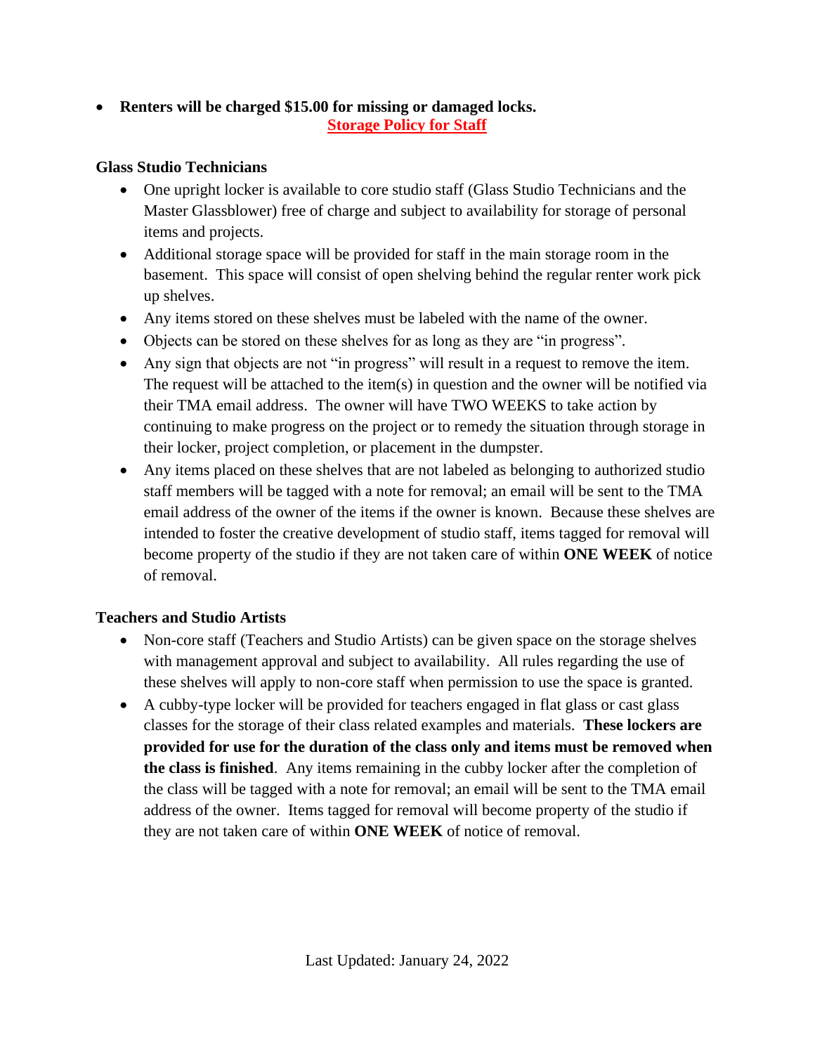- **Renters will be charged $15.00 for missing or damaged locks.**

## Storage Policy for Staff

### Glass Studio Technicians

- One upright locker is available to core studio staff (Glass Studio Technicians and the Master Glassblower) free of charge and subject to availability for storage of personal items and projects.
- Additional storage space will be provided for staff in the main storage room in the basement. This space will consist of open shelving behind the regular renter work pick up shelves.
- Any items stored on these shelves must be labeled with the name of the owner.
- Objects can be stored on these shelves for as long as they are "in progress".
- Any sign that objects are not "in progress" will result in a request to remove the item. The request will be attached to the item(s) in question and the owner will be notified via their TMA email address. The owner will have TWO WEEKS to take action by continuing to make progress on the project or to remedy the situation through storage in their locker, project completion, or placement in the dumpster.
- Any items placed on these shelves that are not labeled as belonging to authorized studio staff members will be tagged with a note for removal; an email will be sent to the TMA email address of the owner of the items if the owner is known. Because these shelves are intended to foster the creative development of studio staff, items tagged for removal will become property of the studio if they are not taken care of within **ONE WEEK** of notice of removal.

### Teachers and Studio Artists

- Non-core staff (Teachers and Studio Artists) can be given space on the storage shelves with management approval and subject to availability. All rules regarding the use of these shelves will apply to non-core staff when permission to use the space is granted.
- A cubby-type locker will be provided for teachers engaged in flat glass or cast glass classes for the storage of their class related examples and materials. **These lockers are provided for use for the duration of the class only and items must be removed when the class is finished**. Any items remaining in the cubby locker after the completion of the class will be tagged with a note for removal; an email will be sent to the TMA email address of the owner. Items tagged for removal will become property of the studio if they are not taken care of within **ONE WEEK** of notice of removal.

Last Updated: January 24, 2022